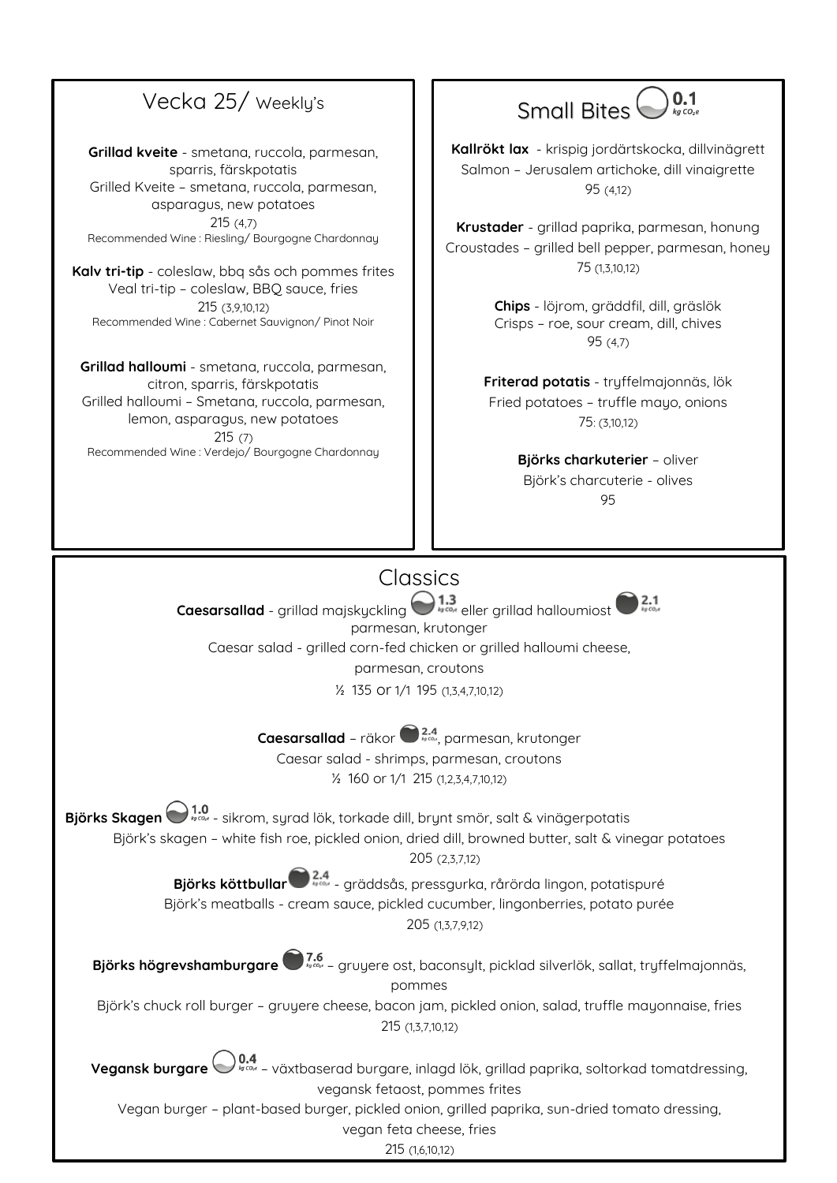## Vecka 25/ Weekly's

**Grillad kveite** - smetana, ruccola, parmesan, sparris, färskpotatis
Grilled Kveite – smetana, ruccola, parmesan, asparagus, new potatoes
215 (4,7)
Recommended Wine : Riesling/ Bourgogne Chardonnay

**Kalv tri-tip** - coleslaw, bbq sås och pommes frites
Veal tri-tip – coleslaw, BBQ sauce, fries
215 (3,9,10,12)
Recommended Wine : Cabernet Sauvignon/ Pinot Noir

**Grillad halloumi** - smetana, ruccola, parmesan, citron, sparris, färskpotatis
Grilled halloumi – Smetana, ruccola, parmesan, lemon, asparagus, new potatoes
215 (7)
Recommended Wine : Verdejo/ Bourgogne Chardonnay

## Small Bites 0.1 kg $CO_2e$

**Kallrökt lax** - krispig jordärtskocka, dillvinägrett
Salmon – Jerusalem artichoke, dill vinaigrette
95 (4,12)

**Krustader** - grillad paprika, parmesan, honung
Croustades – grilled bell pepper, parmesan, honey
75 (1,3,10,12)

**Chips** - löjrom, gräddfil, dill, gräslök
Crisps – roe, sour cream, dill, chives
95 (4,7)

**Friterad potatis** - tryffelmajonnäs, lök
Fried potatoes – truffle mayo, onions
75: (3,10,12)

**Björks charkuterier** – oliver
Björk's charcuterie - olives
95

## Classics

**Caesarsallad** - grillad majskyckling 1.3 kg $CO_2e$ eller grillad halloumiost 2.1 kg $CO_2e$ parmesan, krutonger
Caesar salad - grilled corn-fed chicken or grilled halloumi cheese, parmesan, croutons
½ 135 or 1/1 195 (1,3,4,7,10,12)

**Caesarsallad** – räkor 2.4 kg $CO_2e$, parmesan, krutonger
Caesar salad - shrimps, parmesan, croutons
½ 160 or 1/1 215 (1,2,3,4,7,10,12)

**Björks Skagen** 1.0 kg $CO_2e$ - sikrom, syrad lök, torkade dill, brynt smör, salt & vinägerpotatis
Björk's skagen – white fish roe, pickled onion, dried dill, browned butter, salt & vinegar potatoes
205 (2,3,7,12)

**Björks köttbullar** 2.4 kg $CO_2e$ - gräddsås, pressgurka, rårörda lingon, potatispuré
Björk's meatballs - cream sauce, pickled cucumber, lingonberries, potato purée
205 (1,3,7,9,12)

**Björks högrevshamburgare** 7.6 kg $CO_2e$ – gruyere ost, baconsylt, picklad silverlök, sallat, tryffelmajonnäs, pommes
Björk's chuck roll burger – gruyere cheese, bacon jam, pickled onion, salad, truffle mayonnaise, fries
215 (1,3,7,10,12)

**Vegansk burgare** 0.4 kg $CO_2e$ – växtbaserad burgare, inlagd lök, grillad paprika, soltorkad tomatdressing, vegansk fetaost, pommes frites
Vegan burger – plant-based burger, pickled onion, grilled paprika, sun-dried tomato dressing, vegan feta cheese, fries
215 (1,6,10,12)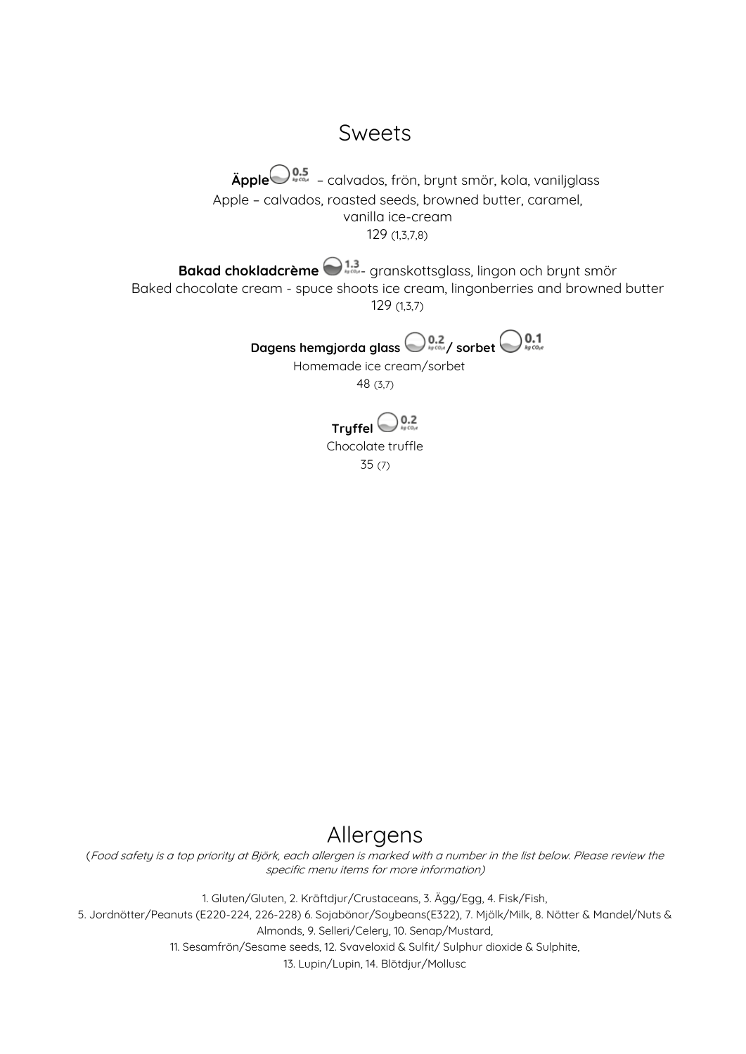# Sweets

**Äpple** 0.5 kg CO₂e – calvados, frön, brynt smör, kola, vaniljglass
Apple – calvados, roasted seeds, browned butter, caramel,
vanilla ice-cream
129 (1,3,7,8)

**Bakad chokladcrème** 1.3 kg CO₂e – granskottsglass, lingon och brynt smör
Baked chocolate cream - spuce shoots ice cream, lingonberries and browned butter
129 (1,3,7)

**Dagens hemgjorda glass** 0.2 kg CO₂e **/ sorbet** 0.1 kg CO₂e
Homemade ice cream/sorbet
48 (3,7)

**Tryffel** 0.2 kg CO₂e
Chocolate truffle
35 (7)

# Allergens

(*Food safety is a top priority at Björk, each allergen is marked with a number in the list below. Please review the specific menu items for more information)*

1. Gluten/Gluten, 2. Kräftdjur/Crustaceans, 3. Ägg/Egg, 4. Fisk/Fish,
5. Jordnötter/Peanuts (E220-224, 226-228) 6. Sojabönor/Soybeans(E322), 7. Mjölk/Milk, 8. Nötter & Mandel/Nuts & Almonds, 9. Selleri/Celery, 10. Senap/Mustard,
11. Sesamfrön/Sesame seeds, 12. Svaveloxid & Sulfit/ Sulphur dioxide & Sulphite,
13. Lupin/Lupin, 14. Blötdjur/Mollusc